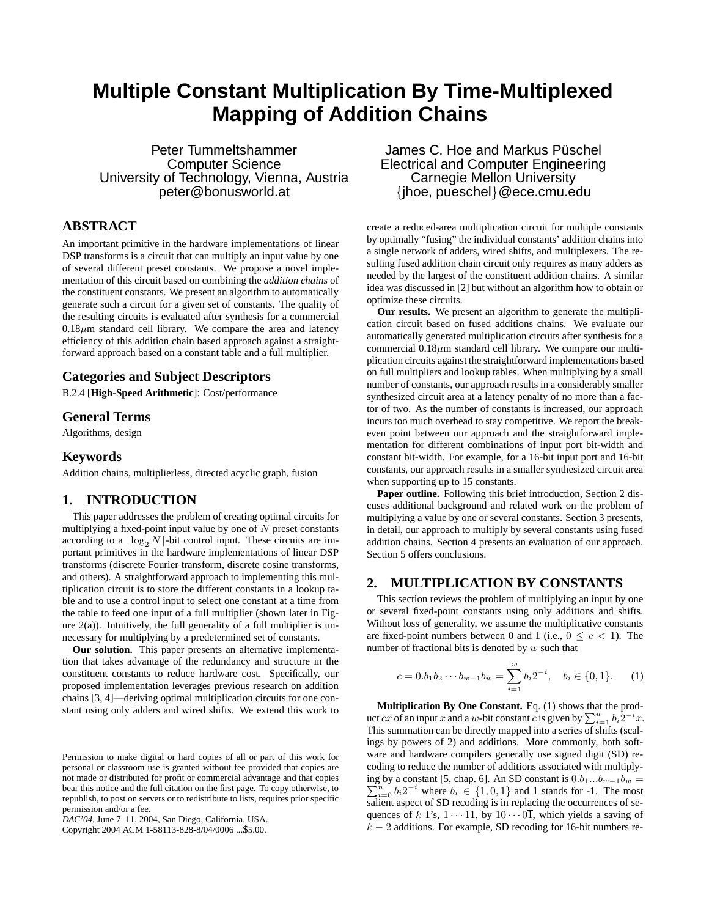# Multiple Constant Multiplication By Time-Multiplexed Mapping of Addition Chains

Peter Tummeltshammer
Computer Science
University of Technology, Vienna, Austria
peter@bonusworld.at

James C. Hoe and Markus Püschel
Electrical and Computer Engineering
Carnegie Mellon University
{jhoe, pueschel}@ece.cmu.edu

## ABSTRACT

An important primitive in the hardware implementations of linear DSP transforms is a circuit that can multiply an input value by one of several different preset constants. We propose a novel implementation of this circuit based on combining the *addition chains* of the constituent constants. We present an algorithm to automatically generate such a circuit for a given set of constants. The quality of the resulting circuits is evaluated after synthesis for a commercial 0.18$\mu$m standard cell library. We compare the area and latency efficiency of this addition chain based approach against a straightforward approach based on a constant table and a full multiplier.

### Categories and Subject Descriptors

B.2.4 [**High-Speed Arithmetic**]: Cost/performance

### General Terms

Algorithms, design

### Keywords

Addition chains, multiplierless, directed acyclic graph, fusion

## 1. INTRODUCTION

This paper addresses the problem of creating optimal circuits for multiplying a fixed-point input value by one of $N$ preset constants according to a $\lceil \log_2 N \rceil$-bit control input. These circuits are important primitives in the hardware implementations of linear DSP transforms (discrete Fourier transform, discrete cosine transforms, and others). A straightforward approach to implementing this multiplication circuit is to store the different constants in a lookup table and to use a control input to select one constant at a time from the table to feed one input of a full multiplier (shown later in Figure 2(a)). Intuitively, the full generality of a full multiplier is unnecessary for multiplying by a predetermined set of constants.

**Our solution.** This paper presents an alternative implementation that takes advantage of the redundancy and structure in the constituent constants to reduce hardware cost. Specifically, our proposed implementation leverages previous research on addition chains [3, 4]—deriving optimal multiplication circuits for one constant using only adders and wired shifts. We extend this work to create a reduced-area multiplication circuit for multiple constants by optimally "fusing" the individual constants' addition chains into a single network of adders, wired shifts, and multiplexers. The resulting fused addition chain circuit only requires as many adders as needed by the largest of the constituent addition chains. A similar idea was discussed in [2] but without an algorithm how to obtain or optimize these circuits.

**Our results.** We present an algorithm to generate the multiplication circuit based on fused additions chains. We evaluate our automatically generated multiplication circuits after synthesis for a commercial 0.18$\mu$m standard cell library. We compare our multiplication circuits against the straightforward implementations based on full multipliers and lookup tables. When multiplying by a small number of constants, our approach results in a considerably smaller synthesized circuit area at a latency penalty of no more than a factor of two. As the number of constants is increased, our approach incurs too much overhead to stay competitive. We report the break-even point between our approach and the straightforward implementation for different combinations of input port bit-width and constant bit-width. For example, for a 16-bit input port and 16-bit constants, our approach results in a smaller synthesized circuit area when supporting up to 15 constants.

**Paper outline.** Following this brief introduction, Section 2 discuses additional background and related work on the problem of multiplying a value by one or several constants. Section 3 presents, in detail, our approach to multiply by several constants using fused addition chains. Section 4 presents an evaluation of our approach. Section 5 offers conclusions.

## 2. MULTIPLICATION BY CONSTANTS

This section reviews the problem of multiplying an input by one or several fixed-point constants using only additions and shifts. Without loss of generality, we assume the multiplicative constants are fixed-point numbers between 0 and 1 (i.e., $0 \leq c < 1$). The number of fractional bits is denoted by $w$ such that

$$c = 0.b_1 b_2 \cdots b_{w-1} b_w = \sum_{i=1}^{w} b_i 2^{-i}, \quad b_i \in \{0, 1\}. \qquad (1)$$

**Multiplication By One Constant.** Eq. (1) shows that the product $cx$ of an input $x$ and a $w$-bit constant $c$ is given by $\sum_{i=1}^{w} b_i 2^{-i} x$. This summation can be directly mapped into a series of shifts (scalings by powers of 2) and additions. More commonly, both software and hardware compilers generally use signed digit (SD) recoding to reduce the number of additions associated with multiplying by a constant [5, chap. 6]. An SD constant is $0.b_1 ... b_{w-1} b_w = \sum_{i=0}^{n} b_i 2^{-i}$ where $b_i \in \{\overline{1}, 0, 1\}$ and $\overline{1}$ stands for -1. The most salient aspect of SD recoding is in replacing the occurrences of sequences of $k$ 1's, $1 \cdots 11$, by $10 \cdots 0\overline{1}$, which yields a saving of $k - 2$ additions. For example, SD recoding for 16-bit numbers re-

Permission to make digital or hard copies of all or part of this work for personal or classroom use is granted without fee provided that copies are not made or distributed for profit or commercial advantage and that copies bear this notice and the full citation on the first page. To copy otherwise, to republish, to post on servers or to redistribute to lists, requires prior specific permission and/or a fee.
*DAC'04*, June 7–11, 2004, San Diego, California, USA.
Copyright 2004 ACM 1-58113-828-8/04/0006 ...$5.00.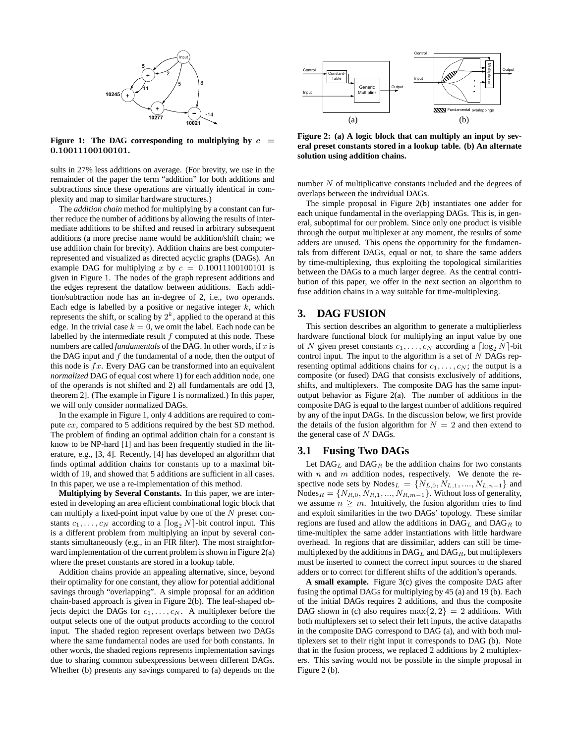Figure 1: The DAG corresponding to multiplying by $c = 0.10011100100101$.

sults in 27% less additions on average. (For brevity, we use in the remainder of the paper the term "addition" for both additions and subtractions since these operations are virtually identical in complexity and map to similar hardware structures.)

The *addition chain* method for multiplying by a constant can further reduce the number of additions by allowing the results of intermediate additions to be shifted and reused in arbitrary subsequent additions (a more precise name would be addition/shift chain; we use addition chain for brevity). Addition chains are best computer-represented and visualized as directed acyclic graphs (DAGs). An example DAG for multiplying $x$ by $c = 0.10011100100101$ is given in Figure 1. The nodes of the graph represent additions and the edges represent the dataflow between additions. Each addition/subtraction node has an in-degree of 2, i.e., two operands. Each edge is labelled by a positive or negative integer $k$, which represents the shift, or scaling by $2^k$, applied to the operand at this edge. In the trivial case $k = 0$, we omit the label. Each node can be labelled by the intermediate result $f$ computed at this node. These numbers are called *fundamentals* of the DAG. In other words, if $x$ is the DAG input and $f$ the fundamental of a node, then the output of this node is $fx$. Every DAG can be transformed into an equivalent *normalized* DAG of equal cost where 1) for each addition node, one of the operands is not shifted and 2) all fundamentals are odd [3, theorem 2]. (The example in Figure 1 is normalized.) In this paper, we will only consider normalized DAGs.

In the example in Figure 1, only 4 additions are required to compute $cx$, compared to 5 additions required by the best SD method. The problem of finding an optimal addition chain for a constant is know to be NP-hard [1] and has been frequently studied in the literature, e.g., [3, 4]. Recently, [4] has developed an algorithm that finds optimal addition chains for constants up to a maximal bitwidth of 19, and showed that 5 additions are sufficient in all cases. In this paper, we use a re-implementation of this method.

**Multiplying by Several Constants.** In this paper, we are interested in developing an area efficient combinational logic block that can multiply a fixed-point input value by one of the $N$ preset constants $c_1, \ldots, c_N$ according to a $\lceil \log_2 N \rceil$-bit control input. This is a different problem from multiplying an input by several constants simultaneously (e.g., in an FIR filter). The most straightforward implementation of the current problem is shown in Figure 2(a) where the preset constants are stored in a lookup table.

Addition chains provide an appealing alternative, since, beyond their optimality for one constant, they allow for potential additional savings through "overlapping". A simple proposal for an addition chain-based approach is given in Figure 2(b). The leaf-shaped objects depict the DAGs for $c_1, \ldots, c_N$. A multiplexer before the output selects one of the output products according to the control input. The shaded region represent overlaps between two DAGs where the same fundamental nodes are used for both constants. In other words, the shaded regions represents implementation savings due to sharing common subexpressions between different DAGs. Whether (b) presents any savings compared to (a) depends on the

Figure 2: (a) A logic block that can multiply an input by several preset constants stored in a lookup table. (b) An alternate solution using addition chains.

number $N$ of multiplicative constants included and the degrees of overlaps between the individual DAGs.

The simple proposal in Figure 2(b) instantiates one adder for each unique fundamental in the overlapping DAGs. This is, in general, suboptimal for our problem. Since only one product is visible through the output multiplexer at any moment, the results of some adders are unused. This opens the opportunity for the fundamentals from different DAGs, equal or not, to share the same adders by time-multiplexing, thus exploiting the topological similarities between the DAGs to a much larger degree. As the central contribution of this paper, we offer in the next section an algorithm to fuse addition chains in a way suitable for time-multiplexing.

# 3. DAG FUSION

This section describes an algorithm to generate a multiplierless hardware functional block for multiplying an input value by one of $N$ given preset constants $c_1, \ldots, c_N$ according a $\lceil \log_2 N \rceil$-bit control input. The input to the algorithm is a set of $N$ DAGs representing optimal additions chains for $c_1, \ldots, c_N$; the output is a composite (or fused) DAG that consists exclusively of additions, shifts, and multiplexers. The composite DAG has the same input-output behavior as Figure 2(a). The number of additions in the composite DAG is equal to the largest number of additions required by any of the input DAGs. In the discussion below, we first provide the details of the fusion algorithm for $N = 2$ and then extend to the general case of $N$ DAGs.

## 3.1 Fusing Two DAGs

Let $\text{DAG}_L$ and $\text{DAG}_R$ be the addition chains for two constants with $n$ and $m$ addition nodes, respectively. We denote the respective node sets by $\text{Nodes}_L = \{N_{L,0}, N_{L,1}, ...., N_{L,n-1}\}$ and $\text{Nodes}_R = \{N_{R,0}, N_{R,1}, ..., N_{R,m-1}\}$. Without loss of generality, we assume $n \geq m$. Intuitively, the fusion algorithm tries to find and exploit similarities in the two DAGs' topology. These similar regions are fused and allow the additions in $\text{DAG}_L$ and $\text{DAG}_R$ to time-multiplex the same adder instantiations with little hardware overhead. In regions that are dissimilar, adders can still be time-multiplexed by the additions in $\text{DAG}_L$ and $\text{DAG}_R$, but multiplexers must be inserted to connect the correct input sources to the shared adders or to correct for different shifts of the addition's operands.

**A small example.** Figure 3(c) gives the composite DAG after fusing the optimal DAGs for multiplying by 45 (a) and 19 (b). Each of the initial DAGs requires 2 additions, and thus the composite DAG shown in (c) also requires $\max\{2, 2\} = 2$ additions. With both multiplexers set to select their left inputs, the active datapaths in the composite DAG correspond to DAG (a), and with both multiplexers set to their right input it corresponds to DAG (b). Note that in the fusion process, we replaced 2 additions by 2 multiplexers. This saving would not be possible in the simple proposal in Figure 2 (b).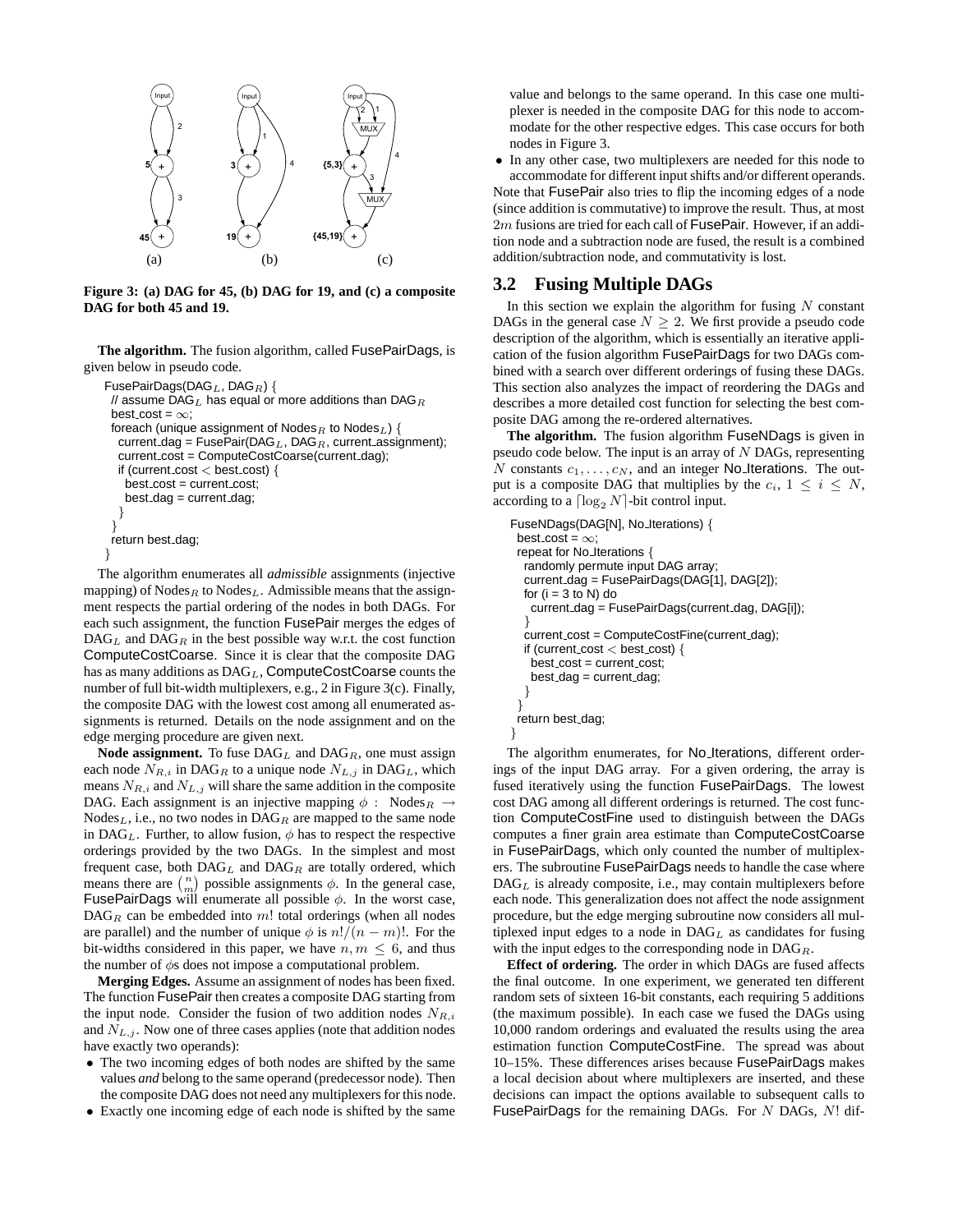Figure 3: (a) DAG for 45, (b) DAG for 19, and (c) a composite DAG for both 45 and 19.

**The algorithm.** The fusion algorithm, called FusePairDags, is given below in pseudo code.

```
FusePairDags(DAG_L, DAG_R) {
  // assume DAG_L has equal or more additions than DAG_R
  best_cost = ∞;
  foreach (unique assignment of Nodes_R to Nodes_L) {
    current_dag = FusePair(DAG_L, DAG_R, current_assignment);
    current_cost = ComputeCostCoarse(current_dag);
    if (current_cost < best_cost) {
      best_cost = current_cost;
      best_dag = current_dag;
    }
  }
  return best_dag;
}
```

The algorithm enumerates all *admissible* assignments (injective mapping) of $\text{Nodes}_R$ to $\text{Nodes}_L$. Admissible means that the assignment respects the partial ordering of the nodes in both DAGs. For each such assignment, the function FusePair merges the edges of $\text{DAG}_L$ and $\text{DAG}_R$ in the best possible way w.r.t. the cost function ComputeCostCoarse. Since it is clear that the composite DAG has as many additions as $\text{DAG}_L$, ComputeCostCoarse counts the number of full bit-width multiplexers, e.g., 2 in Figure 3(c). Finally, the composite DAG with the lowest cost among all enumerated assignments is returned. Details on the node assignment and on the edge merging procedure are given next.

**Node assignment.** To fuse $\text{DAG}_L$ and $\text{DAG}_R$, one must assign each node $N_{R,i}$ in $\text{DAG}_R$ to a unique node $N_{L,j}$ in $\text{DAG}_L$, which means $N_{R,i}$ and $N_{L,j}$ will share the same addition in the composite DAG. Each assignment is an injective mapping $\phi : \text{Nodes}_R \rightarrow \text{Nodes}_L$, i.e., no two nodes in $\text{DAG}_R$ are mapped to the same node in $\text{DAG}_L$. Further, to allow fusion, $\phi$ has to respect the respective orderings provided by the two DAGs. In the simplest and most frequent case, both $\text{DAG}_L$ and $\text{DAG}_R$ are totally ordered, which means there are $\binom{n}{m}$ possible assignments $\phi$. In the general case, FusePairDags will enumerate all possible $\phi$. In the worst case, $\text{DAG}_R$ can be embedded into $m!$ total orderings (when all nodes are parallel) and the number of unique $\phi$ is $n!/(n-m)!$. For the bit-widths considered in this paper, we have $n, m \leq 6$, and thus the number of $\phi$s does not impose a computational problem.

**Merging Edges.** Assume an assignment of nodes has been fixed. The function FusePair then creates a composite DAG starting from the input node. Consider the fusion of two addition nodes $N_{R,i}$ and $N_{L,j}$. Now one of three cases applies (note that addition nodes have exactly two operands):

- The two incoming edges of both nodes are shifted by the same values *and* belong to the same operand (predecessor node). Then the composite DAG does not need any multiplexers for this node.
- Exactly one incoming edge of each node is shifted by the same value and belongs to the same operand. In this case one multiplexer is needed in the composite DAG for this node to accommodate for the other respective edges. This case occurs for both nodes in Figure 3.
- In any other case, two multiplexers are needed for this node to accommodate for different input shifts and/or different operands.

Note that FusePair also tries to flip the incoming edges of a node (since addition is commutative) to improve the result. Thus, at most $2m$ fusions are tried for each call of FusePair. However, if an addition node and a subtraction node are fused, the result is a combined addition/subtraction node, and commutativity is lost.

## 3.2 Fusing Multiple DAGs

In this section we explain the algorithm for fusing $N$ constant DAGs in the general case $N \geq 2$. We first provide a pseudo code description of the algorithm, which is essentially an iterative application of the fusion algorithm FusePairDags for two DAGs combined with a search over different orderings of fusing these DAGs. This section also analyzes the impact of reordering the DAGs and describes a more detailed cost function for selecting the best composite DAG among the re-ordered alternatives.

**The algorithm.** The fusion algorithm FuseNDags is given in pseudo code below. The input is an array of $N$ DAGs, representing $N$ constants $c_1, \ldots, c_N$, and an integer No_Iterations. The output is a composite DAG that multiplies by the $c_i$, $1 \leq i \leq N$, according to a $\lceil \log_2 N \rceil$-bit control input.

```
FuseNDags(DAG[N], No_Iterations) {
  best_cost = ∞;
  repeat for No_Iterations {
    randomly permute input DAG array;
    current_dag = FusePairDags(DAG[1], DAG[2]);
    for (i = 3 to N) do
      current_dag = FusePairDags(current_dag, DAG[i]);
    }
    current_cost = ComputeCostFine(current_dag);
    if (current_cost < best_cost) {
      best_cost = current_cost;
      best_dag = current_dag;
    }
  }
  return best_dag;
}
```

The algorithm enumerates, for No_Iterations, different orderings of the input DAG array. For a given ordering, the array is fused iteratively using the function FusePairDags. The lowest cost DAG among all different orderings is returned. The cost function ComputeCostFine used to distinguish between the DAGs computes a finer grain area estimate than ComputeCostCoarse in FusePairDags, which only counted the number of multiplexers. The subroutine FusePairDags needs to handle the case where $\text{DAG}_L$ is already composite, i.e., may contain multiplexers before each node. This generalization does not affect the node assignment procedure, but the edge merging subroutine now considers all multiplexed input edges to a node in $\text{DAG}_L$ as candidates for fusing with the input edges to the corresponding node in $\text{DAG}_R$.

**Effect of ordering.** The order in which DAGs are fused affects the final outcome. In one experiment, we generated ten different random sets of sixteen 16-bit constants, each requiring 5 additions (the maximum possible). In each case we fused the DAGs using 10,000 random orderings and evaluated the results using the area estimation function ComputeCostFine. The spread was about 10–15%. These differences arise because FusePairDags makes a local decision about where multiplexers are inserted, and these decisions can impact the options available to subsequent calls to FusePairDags for the remaining DAGs. For $N$ DAGs, $N!$ dif-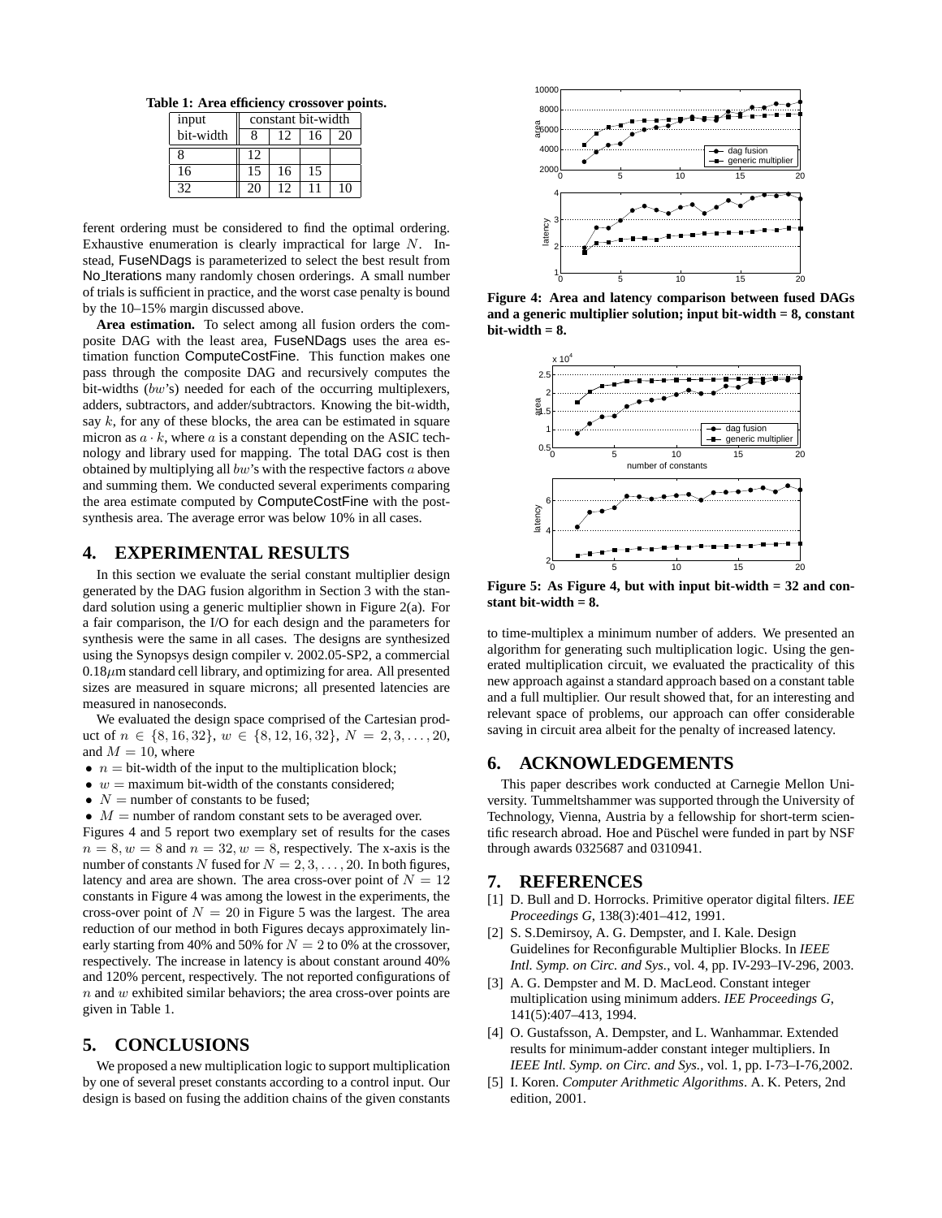**Table 1: Area efficiency crossover points.**

| input bit-width | constant bit-width | | | |
|---|---|---|---|---|
| | 8 | 12 | 16 | 20 |
| 8 | 12 | | | |
| 16 | 15 | 16 | 15 | |
| 32 | 20 | 12 | 11 | 10 |

ferent ordering must be considered to find the optimal ordering. Exhaustive enumeration is clearly impractical for large $N$. Instead, FuseNDags is parameterized to select the best result from No_Iterations many randomly chosen orderings. A small number of trials is sufficient in practice, and the worst case penalty is bound by the 10–15% margin discussed above.

**Area estimation.** To select among all fusion orders the composite DAG with the least area, FuseNDags uses the area estimation function ComputeCostFine. This function makes one pass through the composite DAG and recursively computes the bit-widths ($bw$'s) needed for each of the occurring multiplexers, adders, subtractors, and adder/subtractors. Knowing the bit-width, say $k$, for any of these blocks, the area can be estimated in square micron as $a \cdot k$, where $a$ is a constant depending on the ASIC technology and library used for mapping. The total DAG cost is then obtained by multiplying all $bw$'s with the respective factors $a$ above and summing them. We conducted several experiments comparing the area estimate computed by ComputeCostFine with the post-synthesis area. The average error was below 10% in all cases.

## 4. EXPERIMENTAL RESULTS

In this section we evaluate the serial constant multiplier design generated by the DAG fusion algorithm in Section 3 with the standard solution using a generic multiplier shown in Figure 2(a). For a fair comparison, the I/O for each design and the parameters for synthesis were the same in all cases. The designs are synthesized using the Synopsys design compiler v. 2002.05-SP2, a commercial $0.18\mu$m standard cell library, and optimizing for area. All presented sizes are measured in square microns; all presented latencies are measured in nanoseconds.

We evaluated the design space comprised of the Cartesian product of $n \in \{8, 16, 32\}$, $w \in \{8, 12, 16, 32\}$, $N = 2, 3, \ldots, 20$, and $M = 10$, where

- $n$ = bit-width of the input to the multiplication block;
- $w$ = maximum bit-width of the constants considered;
- $N$ = number of constants to be fused;
- $M$ = number of random constant sets to be averaged over.

Figures 4 and 5 report two exemplary set of results for the cases $n = 8, w = 8$ and $n = 32, w = 8$, respectively. The x-axis is the number of constants $N$ fused for $N = 2, 3, \ldots, 20$. In both figures, latency and area are shown. The area cross-over point of $N = 12$ constants in Figure 4 was among the lowest in the experiments, the cross-over point of $N = 20$ in Figure 5 was the largest. The area reduction of our method in both Figures decays approximately linearly starting from 40% and 50% for $N = 2$ to 0% at the crossover, respectively. The increase in latency is about constant around 40% and 120% percent, respectively. The not reported configurations of $n$ and $w$ exhibited similar behaviors; the area cross-over points are given in Table 1.

## 5. CONCLUSIONS

We proposed a new multiplication logic to support multiplication by one of several preset constants according to a control input. Our design is based on fusing the addition chains of the given constants to time-multiplex a minimum number of adders. We presented an algorithm for generating such multiplication logic. Using the generated multiplication circuit, we evaluated the practicality of this new approach against a standard approach based on a constant table and a full multiplier. Our result showed that, for an interesting and relevant space of problems, our approach can offer considerable saving in circuit area albeit for the penalty of increased latency.

10000
8000
area
6000
4000
2000
dag fusion
generic multiplier
0 5 10 15 20
latency
4
3
2
1
0 5 10 15 20

**Figure 4: Area and latency comparison between fused DAGs and a generic multiplier solution; input bit-width = 8, constant bit-width = 8.**

x 10^4
2.5
2
area
1.5
1
0.5
dag fusion
generic multiplier
0 5 10 15 20
number of constants
latency
6
4
2
0 5 10 15 20

**Figure 5: As Figure 4, but with input bit-width = 32 and constant bit-width = 8.**

## 6. ACKNOWLEDGEMENTS

This paper describes work conducted at Carnegie Mellon University. Tummeltshammer was supported through the University of Technology, Vienna, Austria by a fellowship for short-term scientific research abroad. Hoe and Püschel were funded in part by NSF through awards 0325687 and 0310941.

## 7. REFERENCES

[1] D. Bull and D. Horrocks. Primitive operator digital filters. *IEE Proceedings G*, 138(3):401–412, 1991.

[2] S. S.Demirsoy, A. G. Dempster, and I. Kale. Design Guidelines for Reconfigurable Multiplier Blocks. In *IEEE Intl. Symp. on Circ. and Sys.*, vol. 4, pp. IV-293–IV-296, 2003.

[3] A. G. Dempster and M. D. MacLeod. Constant integer multiplication using minimum adders. *IEE Proceedings G*, 141(5):407–413, 1994.

[4] O. Gustafsson, A. Dempster, and L. Wanhammar. Extended results for minimum-adder constant integer multipliers. In *IEEE Intl. Symp. on Circ. and Sys.*, vol. 1, pp. I-73–I-76,2002.

[5] I. Koren. *Computer Arithmetic Algorithms*. A. K. Peters, 2nd edition, 2001.